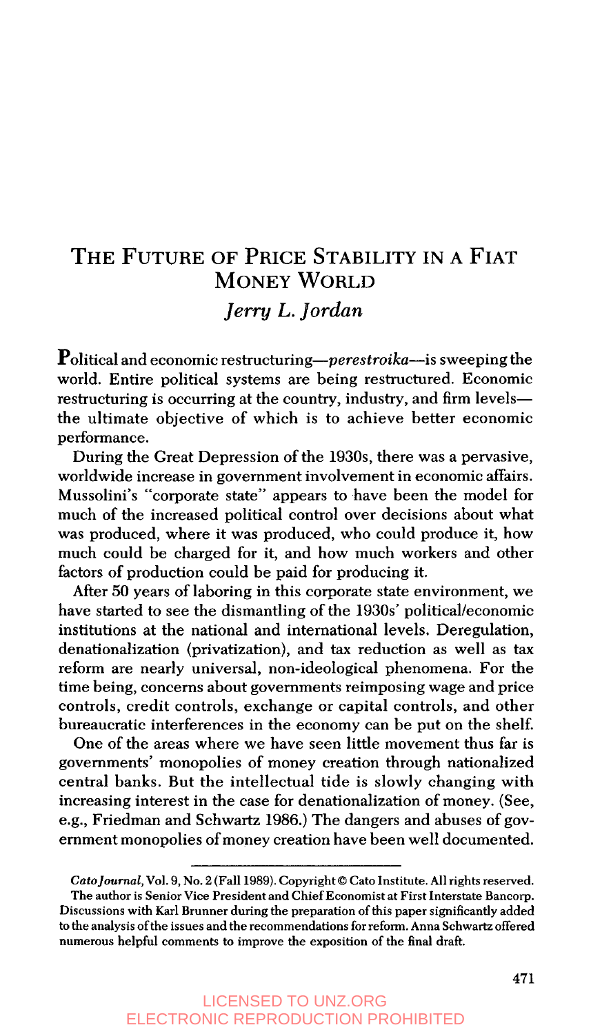# The Future of Price Stability in a Fiat Money World

*Jerry L. Jordan*

**P**olitical and economic restructuring—*perestroika*—is sweeping the world. Entire political systems are being restructured. Economic restructuring is occurring at the country, industry, and firm levels—the ultimate objective of which is to achieve better economic performance.

During the Great Depression of the 1930s, there was a pervasive, worldwide increase in government involvement in economic affairs. Mussolini's "corporate state" appears to have been the model for much of the increased political control over decisions about what was produced, where it was produced, who could produce it, how much could be charged for it, and how much workers and other factors of production could be paid for producing it.

After 50 years of laboring in this corporate state environment, we have started to see the dismantling of the 1930s' political/economic institutions at the national and international levels. Deregulation, denationalization (privatization), and tax reduction as well as tax reform are nearly universal, non-ideological phenomena. For the time being, concerns about governments reimposing wage and price controls, credit controls, exchange or capital controls, and other bureaucratic interferences in the economy can be put on the shelf.

One of the areas where we have seen little movement thus far is governments' monopolies of money creation through nationalized central banks. But the intellectual tide is slowly changing with increasing interest in the case for denationalization of money. (See, e.g., Friedman and Schwartz 1986.) The dangers and abuses of government monopolies of money creation have been well documented.

---

*Cato Journal*, Vol. 9, No. 2 (Fall 1989). Copyright © Cato Institute. All rights reserved.

The author is Senior Vice President and Chief Economist at First Interstate Bancorp. Discussions with Karl Brunner during the preparation of this paper significantly added to the analysis of the issues and the recommendations for reform. Anna Schwartz offered numerous helpful comments to improve the exposition of the final draft.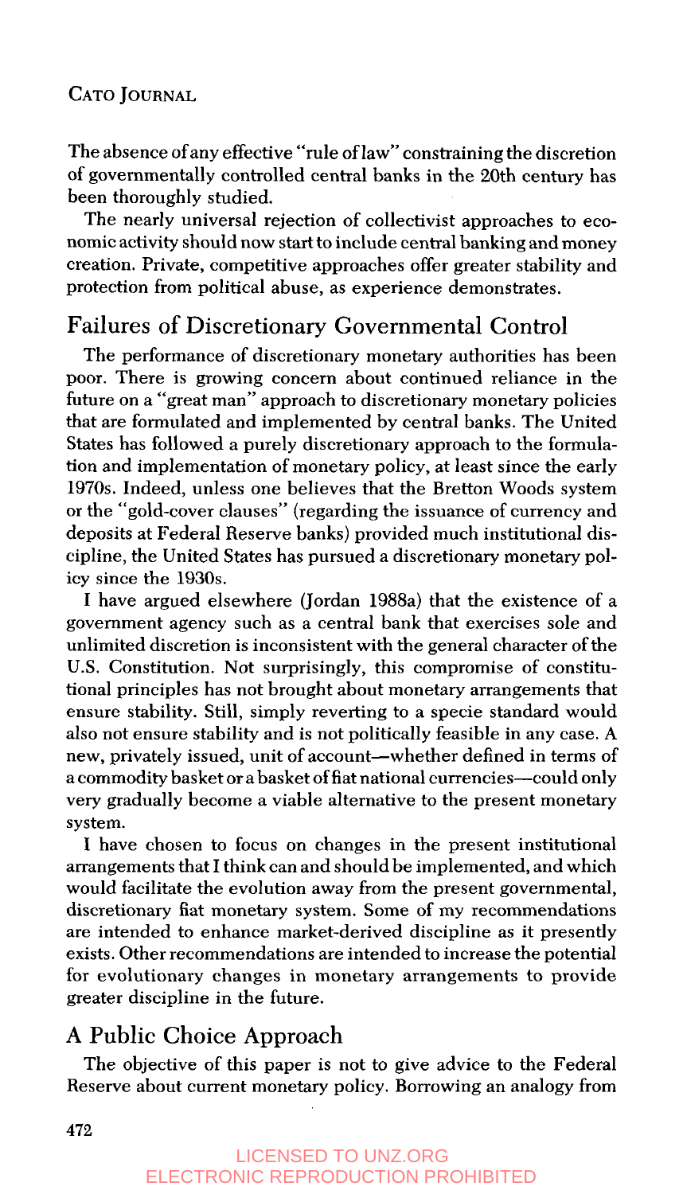The absence of any effective "rule of law" constraining the discretion of governmentally controlled central banks in the 20th century has been thoroughly studied.

The nearly universal rejection of collectivist approaches to economic activity should now start to include central banking and money creation. Private, competitive approaches offer greater stability and protection from political abuse, as experience demonstrates.

## Failures of Discretionary Governmental Control

The performance of discretionary monetary authorities has been poor. There is growing concern about continued reliance in the future on a "great man" approach to discretionary monetary policies that are formulated and implemented by central banks. The United States has followed a purely discretionary approach to the formulation and implementation of monetary policy, at least since the early 1970s. Indeed, unless one believes that the Bretton Woods system or the "gold-cover clauses" (regarding the issuance of currency and deposits at Federal Reserve banks) provided much institutional discipline, the United States has pursued a discretionary monetary policy since the 1930s.

I have argued elsewhere (Jordan 1988a) that the existence of a government agency such as a central bank that exercises sole and unlimited discretion is inconsistent with the general character of the U.S. Constitution. Not surprisingly, this compromise of constitutional principles has not brought about monetary arrangements that ensure stability. Still, simply reverting to a specie standard would also not ensure stability and is not politically feasible in any case. A new, privately issued, unit of account—whether defined in terms of a commodity basket or a basket of fiat national currencies—could only very gradually become a viable alternative to the present monetary system.

I have chosen to focus on changes in the present institutional arrangements that I think can and should be implemented, and which would facilitate the evolution away from the present governmental, discretionary fiat monetary system. Some of my recommendations are intended to enhance market-derived discipline as it presently exists. Other recommendations are intended to increase the potential for evolutionary changes in monetary arrangements to provide greater discipline in the future.

## A Public Choice Approach

The objective of this paper is not to give advice to the Federal Reserve about current monetary policy. Borrowing an analogy from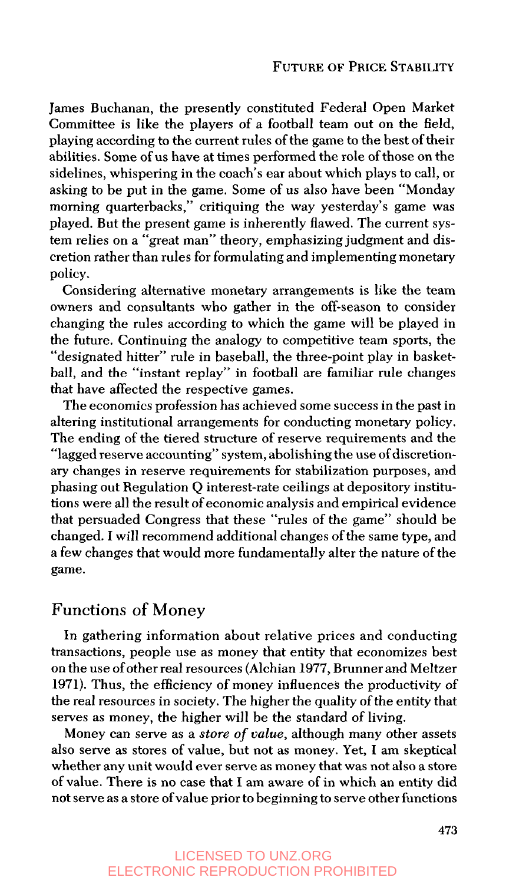James Buchanan, the presently constituted Federal Open Market Committee is like the players of a football team out on the field, playing according to the current rules of the game to the best of their abilities. Some of us have at times performed the role of those on the sidelines, whispering in the coach's ear about which plays to call, or asking to be put in the game. Some of us also have been "Monday morning quarterbacks," critiquing the way yesterday's game was played. But the present game is inherently flawed. The current system relies on a "great man" theory, emphasizing judgment and discretion rather than rules for formulating and implementing monetary policy.

Considering alternative monetary arrangements is like the team owners and consultants who gather in the off-season to consider changing the rules according to which the game will be played in the future. Continuing the analogy to competitive team sports, the "designated hitter" rule in baseball, the three-point play in basketball, and the "instant replay" in football are familiar rule changes that have affected the respective games.

The economics profession has achieved some success in the past in altering institutional arrangements for conducting monetary policy. The ending of the tiered structure of reserve requirements and the "lagged reserve accounting" system, abolishing the use of discretionary changes in reserve requirements for stabilization purposes, and phasing out Regulation Q interest-rate ceilings at depository institutions were all the result of economic analysis and empirical evidence that persuaded Congress that these "rules of the game" should be changed. I will recommend additional changes of the same type, and a few changes that would more fundamentally alter the nature of the game.

## Functions of Money

In gathering information about relative prices and conducting transactions, people use as money that entity that economizes best on the use of other real resources (Alchian 1977, Brunner and Meltzer 1971). Thus, the efficiency of money influences the productivity of the real resources in society. The higher the quality of the entity that serves as money, the higher will be the standard of living.

Money can serve as a *store of value*, although many other assets also serve as stores of value, but not as money. Yet, I am skeptical whether any unit would ever serve as money that was not also a store of value. There is no case that I am aware of in which an entity did not serve as a store of value prior to beginning to serve other functions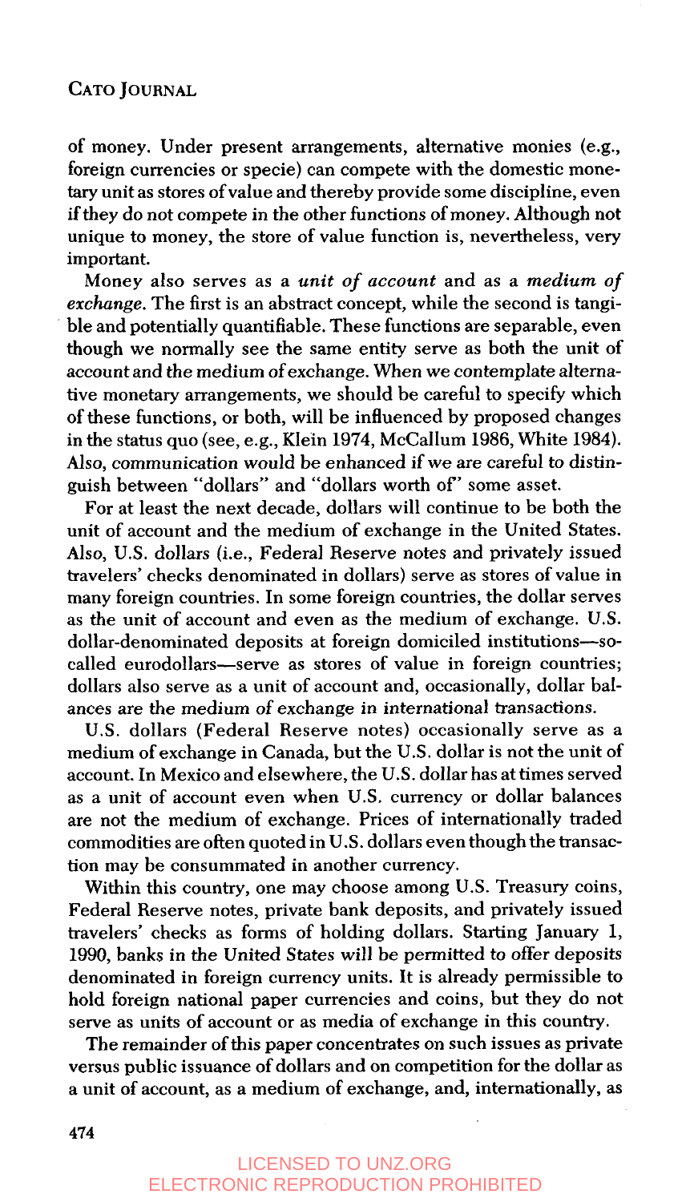of money. Under present arrangements, alternative monies (e.g., foreign currencies or specie) can compete with the domestic monetary unit as stores of value and thereby provide some discipline, even if they do not compete in the other functions of money. Although not unique to money, the store of value function is, nevertheless, very important.

Money also serves as a *unit of account* and as a *medium of exchange*. The first is an abstract concept, while the second is tangible and potentially quantifiable. These functions are separable, even though we normally see the same entity serve as both the unit of account and the medium of exchange. When we contemplate alternative monetary arrangements, we should be careful to specify which of these functions, or both, will be influenced by proposed changes in the status quo (see, e.g., Klein 1974, McCallum 1986, White 1984). Also, communication would be enhanced if we are careful to distinguish between "dollars" and "dollars worth of" some asset.

For at least the next decade, dollars will continue to be both the unit of account and the medium of exchange in the United States. Also, U.S. dollars (i.e., Federal Reserve notes and privately issued travelers' checks denominated in dollars) serve as stores of value in many foreign countries. In some foreign countries, the dollar serves as the unit of account and even as the medium of exchange. U.S. dollar-denominated deposits at foreign domiciled institutions—so-called eurodollars—serve as stores of value in foreign countries; dollars also serve as a unit of account and, occasionally, dollar balances are the medium of exchange in international transactions.

U.S. dollars (Federal Reserve notes) occasionally serve as a medium of exchange in Canada, but the U.S. dollar is not the unit of account. In Mexico and elsewhere, the U.S. dollar has at times served as a unit of account even when U.S. currency or dollar balances are not the medium of exchange. Prices of internationally traded commodities are often quoted in U.S. dollars even though the transaction may be consummated in another currency.

Within this country, one may choose among U.S. Treasury coins, Federal Reserve notes, private bank deposits, and privately issued travelers' checks as forms of holding dollars. Starting January 1, 1990, banks in the United States will be permitted to offer deposits denominated in foreign currency units. It is already permissible to hold foreign national paper currencies and coins, but they do not serve as units of account or as media of exchange in this country.

The remainder of this paper concentrates on such issues as private versus public issuance of dollars and on competition for the dollar as a unit of account, as a medium of exchange, and, internationally, as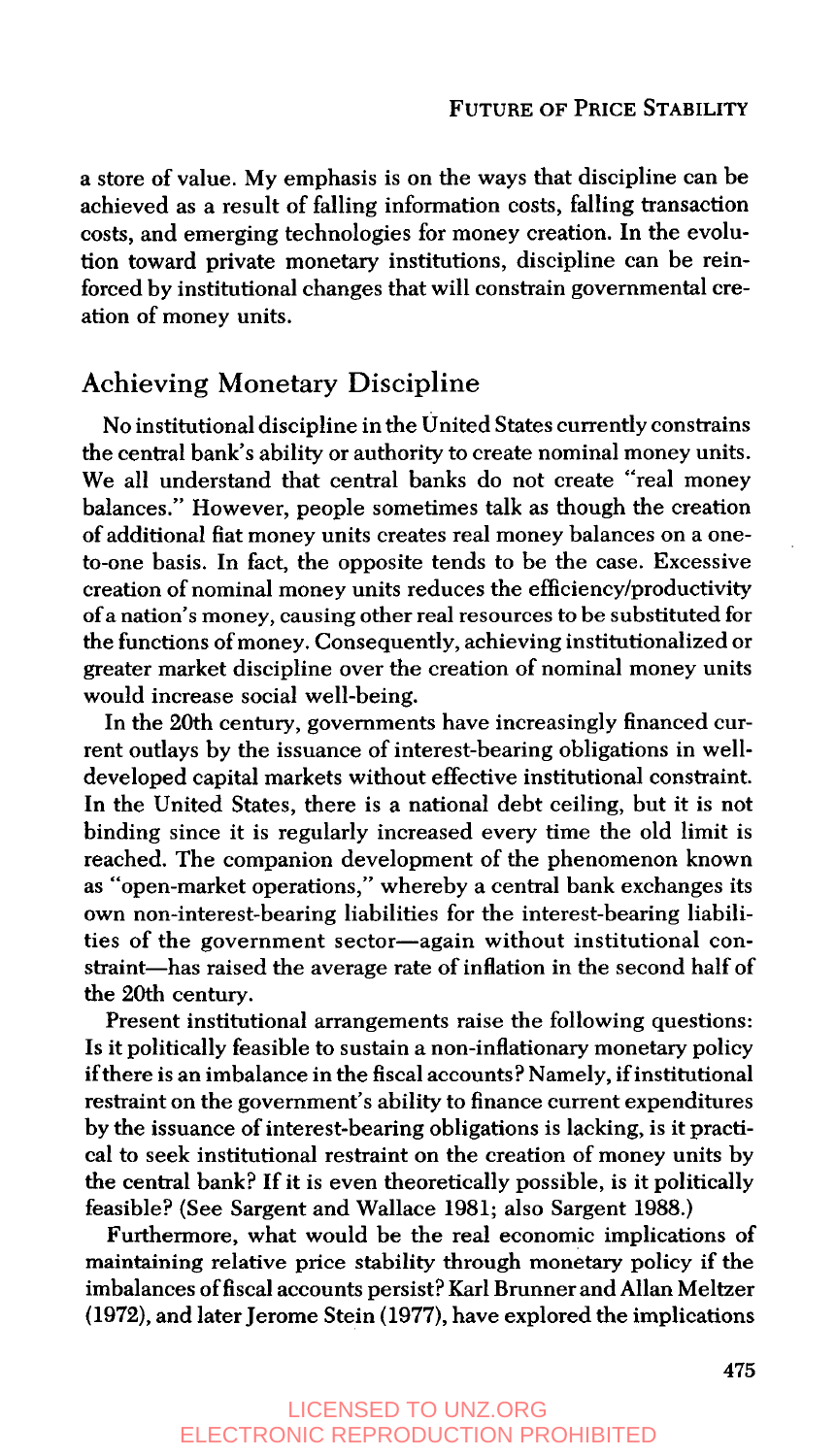a store of value. My emphasis is on the ways that discipline can be achieved as a result of falling information costs, falling transaction costs, and emerging technologies for money creation. In the evolution toward private monetary institutions, discipline can be reinforced by institutional changes that will constrain governmental creation of money units.

## Achieving Monetary Discipline

No institutional discipline in the United States currently constrains the central bank's ability or authority to create nominal money units. We all understand that central banks do not create "real money balances." However, people sometimes talk as though the creation of additional fiat money units creates real money balances on a one-to-one basis. In fact, the opposite tends to be the case. Excessive creation of nominal money units reduces the efficiency/productivity of a nation's money, causing other real resources to be substituted for the functions of money. Consequently, achieving institutionalized or greater market discipline over the creation of nominal money units would increase social well-being.

In the 20th century, governments have increasingly financed current outlays by the issuance of interest-bearing obligations in well-developed capital markets without effective institutional constraint. In the United States, there is a national debt ceiling, but it is not binding since it is regularly increased every time the old limit is reached. The companion development of the phenomenon known as "open-market operations," whereby a central bank exchanges its own non-interest-bearing liabilities for the interest-bearing liabilities of the government sector—again without institutional constraint—has raised the average rate of inflation in the second half of the 20th century.

Present institutional arrangements raise the following questions: Is it politically feasible to sustain a non-inflationary monetary policy if there is an imbalance in the fiscal accounts? Namely, if institutional restraint on the government's ability to finance current expenditures by the issuance of interest-bearing obligations is lacking, is it practical to seek institutional restraint on the creation of money units by the central bank? If it is even theoretically possible, is it politically feasible? (See Sargent and Wallace 1981; also Sargent 1988.)

Furthermore, what would be the real economic implications of maintaining relative price stability through monetary policy if the imbalances of fiscal accounts persist? Karl Brunner and Allan Meltzer (1972), and later Jerome Stein (1977), have explored the implications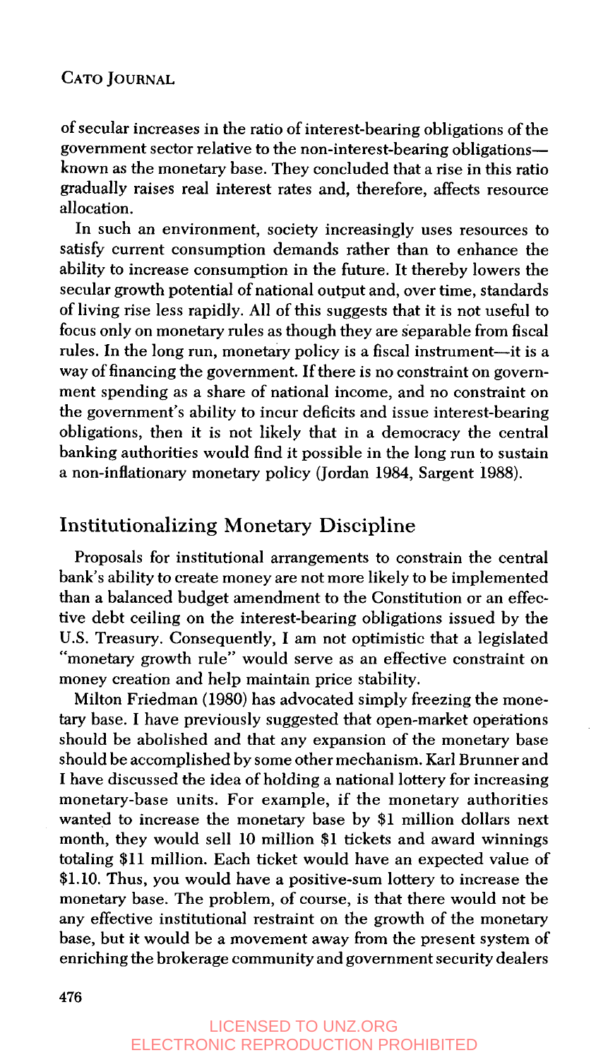of secular increases in the ratio of interest-bearing obligations of the government sector relative to the non-interest-bearing obligations—known as the monetary base. They concluded that a rise in this ratio gradually raises real interest rates and, therefore, affects resource allocation.

In such an environment, society increasingly uses resources to satisfy current consumption demands rather than to enhance the ability to increase consumption in the future. It thereby lowers the secular growth potential of national output and, over time, standards of living rise less rapidly. All of this suggests that it is not useful to focus only on monetary rules as though they are separable from fiscal rules. In the long run, monetary policy is a fiscal instrument—it is a way of financing the government. If there is no constraint on government spending as a share of national income, and no constraint on the government's ability to incur deficits and issue interest-bearing obligations, then it is not likely that in a democracy the central banking authorities would find it possible in the long run to sustain a non-inflationary monetary policy (Jordan 1984, Sargent 1988).

## Institutionalizing Monetary Discipline

Proposals for institutional arrangements to constrain the central bank's ability to create money are not more likely to be implemented than a balanced budget amendment to the Constitution or an effective debt ceiling on the interest-bearing obligations issued by the U.S. Treasury. Consequently, I am not optimistic that a legislated "monetary growth rule" would serve as an effective constraint on money creation and help maintain price stability.

Milton Friedman (1980) has advocated simply freezing the monetary base. I have previously suggested that open-market operations should be abolished and that any expansion of the monetary base should be accomplished by some other mechanism. Karl Brunner and I have discussed the idea of holding a national lottery for increasing monetary-base units. For example, if the monetary authorities wanted to increase the monetary base by $1 million dollars next month, they would sell 10 million $1 tickets and award winnings totaling $11 million. Each ticket would have an expected value of $1.10. Thus, you would have a positive-sum lottery to increase the monetary base. The problem, of course, is that there would not be any effective institutional restraint on the growth of the monetary base, but it would be a movement away from the present system of enriching the brokerage community and government security dealers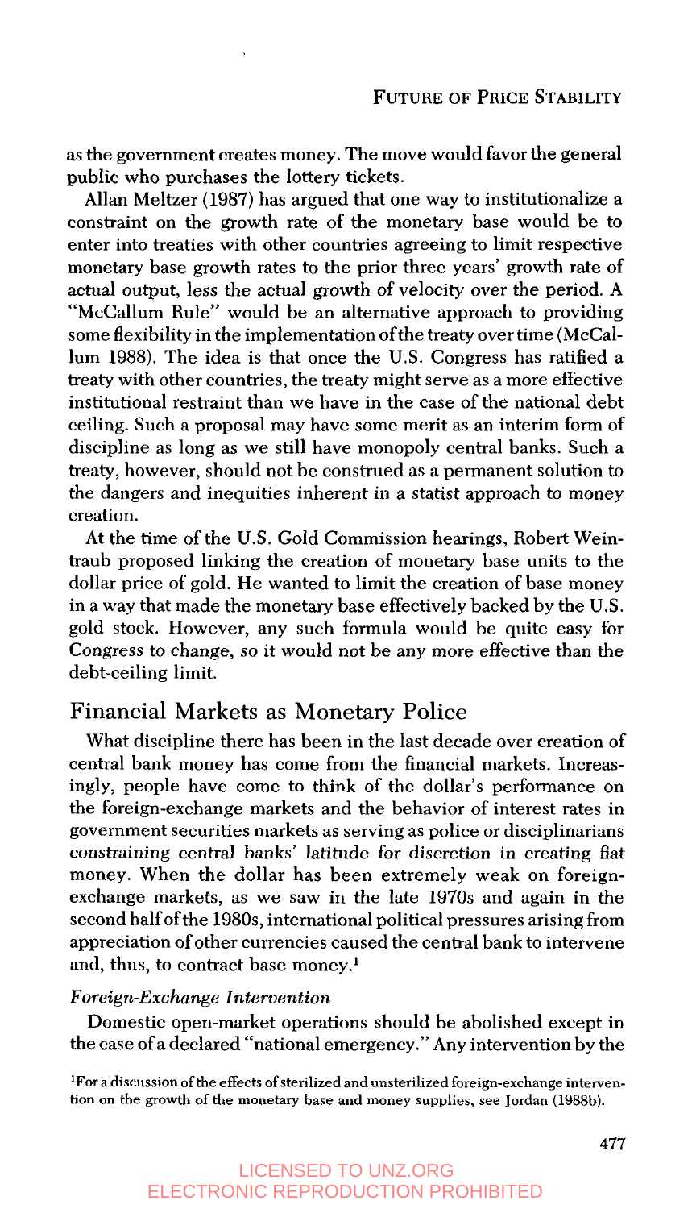as the government creates money. The move would favor the general public who purchases the lottery tickets.

Allan Meltzer (1987) has argued that one way to institutionalize a constraint on the growth rate of the monetary base would be to enter into treaties with other countries agreeing to limit respective monetary base growth rates to the prior three years' growth rate of actual output, less the actual growth of velocity over the period. A "McCallum Rule" would be an alternative approach to providing some flexibility in the implementation of the treaty over time (McCallum 1988). The idea is that once the U.S. Congress has ratified a treaty with other countries, the treaty might serve as a more effective institutional restraint than we have in the case of the national debt ceiling. Such a proposal may have some merit as an interim form of discipline as long as we still have monopoly central banks. Such a treaty, however, should not be construed as a permanent solution to the dangers and inequities inherent in a statist approach to money creation.

At the time of the U.S. Gold Commission hearings, Robert Weintraub proposed linking the creation of monetary base units to the dollar price of gold. He wanted to limit the creation of base money in a way that made the monetary base effectively backed by the U.S. gold stock. However, any such formula would be quite easy for Congress to change, so it would not be any more effective than the debt-ceiling limit.

## Financial Markets as Monetary Police

What discipline there has been in the last decade over creation of central bank money has come from the financial markets. Increasingly, people have come to think of the dollar's performance on the foreign-exchange markets and the behavior of interest rates in government securities markets as serving as police or disciplinarians constraining central banks' latitude for discretion in creating fiat money. When the dollar has been extremely weak on foreign-exchange markets, as we saw in the late 1970s and again in the second half of the 1980s, international political pressures arising from appreciation of other currencies caused the central bank to intervene and, thus, to contract base money.[1]

### *Foreign-Exchange Intervention*

Domestic open-market operations should be abolished except in the case of a declared "national emergency." Any intervention by the

[1] For a discussion of the effects of sterilized and unsterilized foreign-exchange intervention on the growth of the monetary base and money supplies, see Jordan (1988b).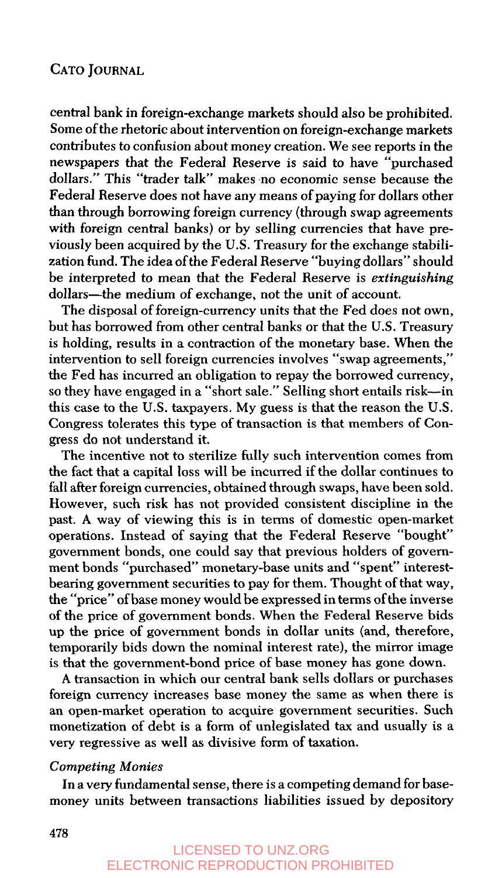central bank in foreign-exchange markets should also be prohibited. Some of the rhetoric about intervention on foreign-exchange markets contributes to confusion about money creation. We see reports in the newspapers that the Federal Reserve is said to have "purchased dollars." This "trader talk" makes no economic sense because the Federal Reserve does not have any means of paying for dollars other than through borrowing foreign currency (through swap agreements with foreign central banks) or by selling currencies that have previously been acquired by the U.S. Treasury for the exchange stabilization fund. The idea of the Federal Reserve "buying dollars" should be interpreted to mean that the Federal Reserve is *extinguishing* dollars—the medium of exchange, not the unit of account.

The disposal of foreign-currency units that the Fed does not own, but has borrowed from other central banks or that the U.S. Treasury is holding, results in a contraction of the monetary base. When the intervention to sell foreign currencies involves "swap agreements," the Fed has incurred an obligation to repay the borrowed currency, so they have engaged in a "short sale." Selling short entails risk—in this case to the U.S. taxpayers. My guess is that the reason the U.S. Congress tolerates this type of transaction is that members of Congress do not understand it.

The incentive not to sterilize fully such intervention comes from the fact that a capital loss will be incurred if the dollar continues to fall after foreign currencies, obtained through swaps, have been sold. However, such risk has not provided consistent discipline in the past. A way of viewing this is in terms of domestic open-market operations. Instead of saying that the Federal Reserve "bought" government bonds, one could say that previous holders of government bonds "purchased" monetary-base units and "spent" interest-bearing government securities to pay for them. Thought of that way, the "price" of base money would be expressed in terms of the inverse of the price of government bonds. When the Federal Reserve bids up the price of government bonds in dollar units (and, therefore, temporarily bids down the nominal interest rate), the mirror image is that the government-bond price of base money has gone down.

A transaction in which our central bank sells dollars or purchases foreign currency increases base money the same as when there is an open-market operation to acquire government securities. Such monetization of debt is a form of unlegislated tax and usually is a very regressive as well as divisive form of taxation.

*Competing Monies*

In a very fundamental sense, there is a competing demand for base-money units between transactions liabilities issued by depository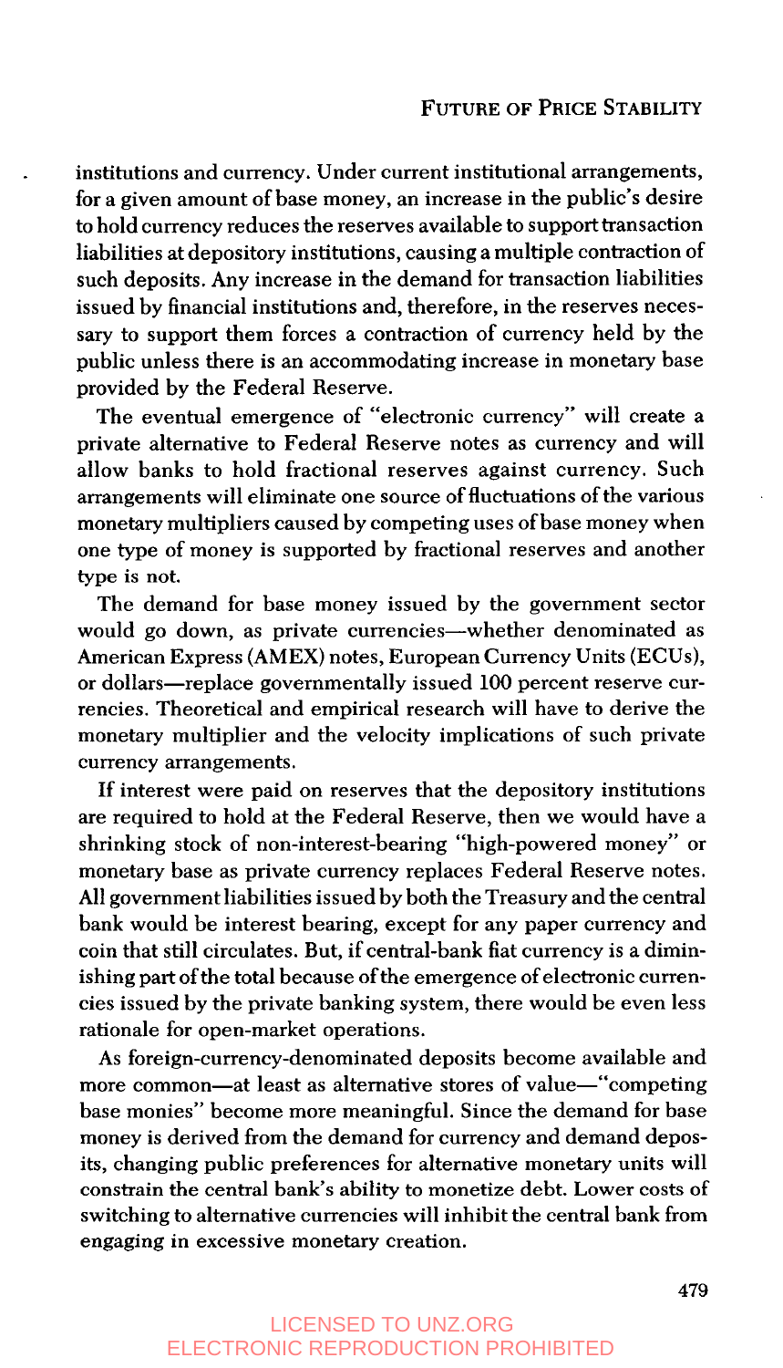institutions and currency. Under current institutional arrangements, for a given amount of base money, an increase in the public's desire to hold currency reduces the reserves available to support transaction liabilities at depository institutions, causing a multiple contraction of such deposits. Any increase in the demand for transaction liabilities issued by financial institutions and, therefore, in the reserves necessary to support them forces a contraction of currency held by the public unless there is an accommodating increase in monetary base provided by the Federal Reserve.

The eventual emergence of "electronic currency" will create a private alternative to Federal Reserve notes as currency and will allow banks to hold fractional reserves against currency. Such arrangements will eliminate one source of fluctuations of the various monetary multipliers caused by competing uses of base money when one type of money is supported by fractional reserves and another type is not.

The demand for base money issued by the government sector would go down, as private currencies—whether denominated as American Express (AMEX) notes, European Currency Units (ECUs), or dollars—replace governmentally issued 100 percent reserve currencies. Theoretical and empirical research will have to derive the monetary multiplier and the velocity implications of such private currency arrangements.

If interest were paid on reserves that the depository institutions are required to hold at the Federal Reserve, then we would have a shrinking stock of non-interest-bearing "high-powered money" or monetary base as private currency replaces Federal Reserve notes. All government liabilities issued by both the Treasury and the central bank would be interest bearing, except for any paper currency and coin that still circulates. But, if central-bank fiat currency is a diminishing part of the total because of the emergence of electronic currencies issued by the private banking system, there would be even less rationale for open-market operations.

As foreign-currency-denominated deposits become available and more common—at least as alternative stores of value—"competing base monies" become more meaningful. Since the demand for base money is derived from the demand for currency and demand deposits, changing public preferences for alternative monetary units will constrain the central bank's ability to monetize debt. Lower costs of switching to alternative currencies will inhibit the central bank from engaging in excessive monetary creation.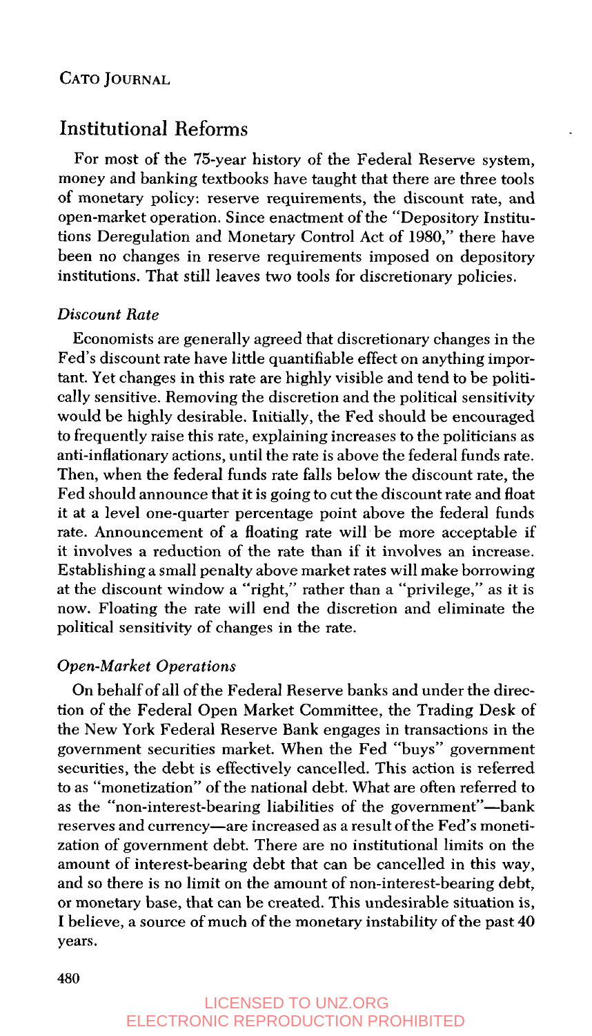## Institutional Reforms

For most of the 75-year history of the Federal Reserve system, money and banking textbooks have taught that there are three tools of monetary policy: reserve requirements, the discount rate, and open-market operation. Since enactment of the "Depository Institutions Deregulation and Monetary Control Act of 1980," there have been no changes in reserve requirements imposed on depository institutions. That still leaves two tools for discretionary policies.

### *Discount Rate*

Economists are generally agreed that discretionary changes in the Fed's discount rate have little quantifiable effect on anything important. Yet changes in this rate are highly visible and tend to be politically sensitive. Removing the discretion and the political sensitivity would be highly desirable. Initially, the Fed should be encouraged to frequently raise this rate, explaining increases to the politicians as anti-inflationary actions, until the rate is above the federal funds rate. Then, when the federal funds rate falls below the discount rate, the Fed should announce that it is going to cut the discount rate and float it at a level one-quarter percentage point above the federal funds rate. Announcement of a floating rate will be more acceptable if it involves a reduction of the rate than if it involves an increase. Establishing a small penalty above market rates will make borrowing at the discount window a "right," rather than a "privilege," as it is now. Floating the rate will end the discretion and eliminate the political sensitivity of changes in the rate.

### *Open-Market Operations*

On behalf of all of the Federal Reserve banks and under the direction of the Federal Open Market Committee, the Trading Desk of the New York Federal Reserve Bank engages in transactions in the government securities market. When the Fed "buys" government securities, the debt is effectively cancelled. This action is referred to as "monetization" of the national debt. What are often referred to as the "non-interest-bearing liabilities of the government"—bank reserves and currency—are increased as a result of the Fed's monetization of government debt. There are no institutional limits on the amount of interest-bearing debt that can be cancelled in this way, and so there is no limit on the amount of non-interest-bearing debt, or monetary base, that can be created. This undesirable situation is, I believe, a source of much of the monetary instability of the past 40 years.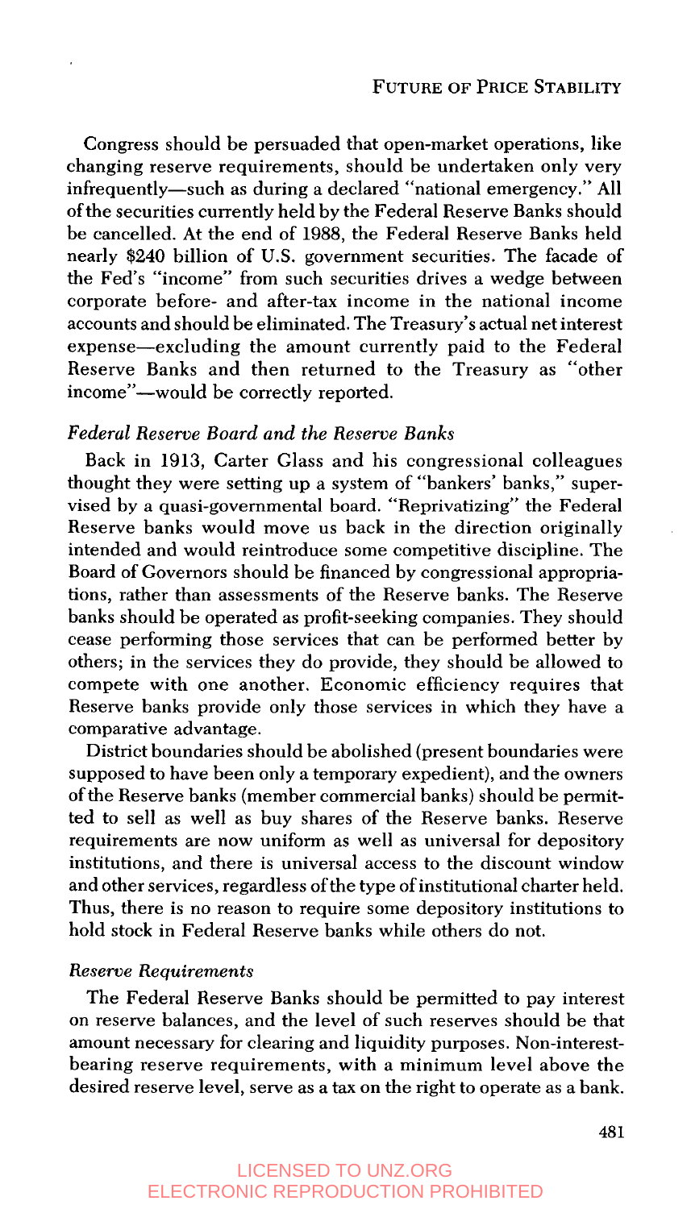Congress should be persuaded that open-market operations, like changing reserve requirements, should be undertaken only very infrequently—such as during a declared "national emergency." All of the securities currently held by the Federal Reserve Banks should be cancelled. At the end of 1988, the Federal Reserve Banks held nearly $240 billion of U.S. government securities. The facade of the Fed's "income" from such securities drives a wedge between corporate before- and after-tax income in the national income accounts and should be eliminated. The Treasury's actual net interest expense—excluding the amount currently paid to the Federal Reserve Banks and then returned to the Treasury as "other income"—would be correctly reported.

### *Federal Reserve Board and the Reserve Banks*

Back in 1913, Carter Glass and his congressional colleagues thought they were setting up a system of "bankers' banks," supervised by a quasi-governmental board. "Reprivatizing" the Federal Reserve banks would move us back in the direction originally intended and would reintroduce some competitive discipline. The Board of Governors should be financed by congressional appropriations, rather than assessments of the Reserve banks. The Reserve banks should be operated as profit-seeking companies. They should cease performing those services that can be performed better by others; in the services they do provide, they should be allowed to compete with one another. Economic efficiency requires that Reserve banks provide only those services in which they have a comparative advantage.

District boundaries should be abolished (present boundaries were supposed to have been only a temporary expedient), and the owners of the Reserve banks (member commercial banks) should be permitted to sell as well as buy shares of the Reserve banks. Reserve requirements are now uniform as well as universal for depository institutions, and there is universal access to the discount window and other services, regardless of the type of institutional charter held. Thus, there is no reason to require some depository institutions to hold stock in Federal Reserve banks while others do not.

### *Reserve Requirements*

The Federal Reserve Banks should be permitted to pay interest on reserve balances, and the level of such reserves should be that amount necessary for clearing and liquidity purposes. Non-interest-bearing reserve requirements, with a minimum level above the desired reserve level, serve as a tax on the right to operate as a bank.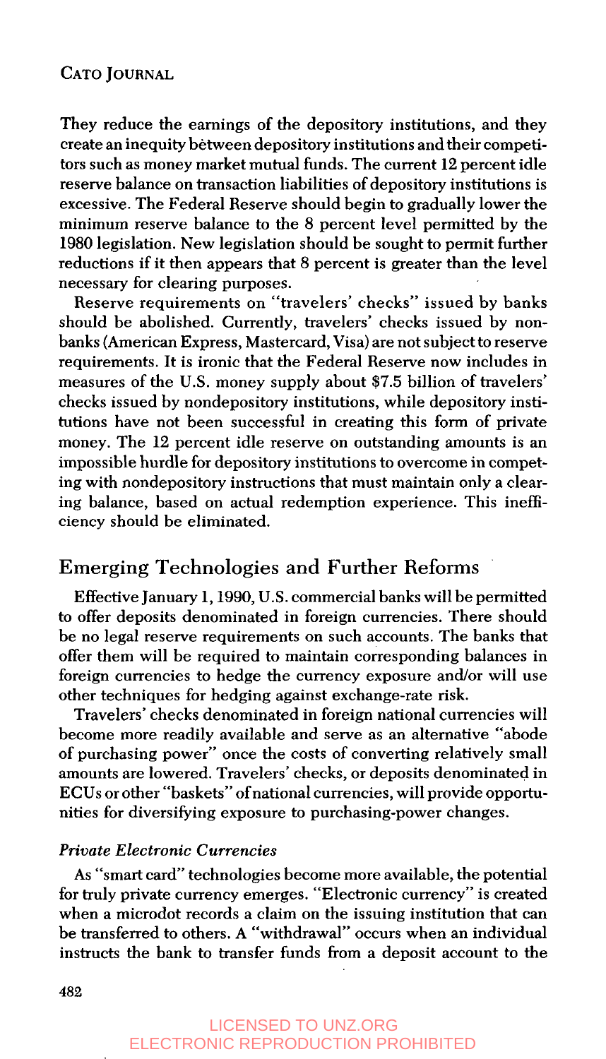They reduce the earnings of the depository institutions, and they create an inequity between depository institutions and their competitors such as money market mutual funds. The current 12 percent idle reserve balance on transaction liabilities of depository institutions is excessive. The Federal Reserve should begin to gradually lower the minimum reserve balance to the 8 percent level permitted by the 1980 legislation. New legislation should be sought to permit further reductions if it then appears that 8 percent is greater than the level necessary for clearing purposes.

Reserve requirements on "travelers' checks" issued by banks should be abolished. Currently, travelers' checks issued by nonbanks (American Express, Mastercard, Visa) are not subject to reserve requirements. It is ironic that the Federal Reserve now includes in measures of the U.S. money supply about $7.5 billion of travelers' checks issued by nondepository institutions, while depository institutions have not been successful in creating this form of private money. The 12 percent idle reserve on outstanding amounts is an impossible hurdle for depository institutions to overcome in competing with nondepository instructions that must maintain only a clearing balance, based on actual redemption experience. This inefficiency should be eliminated.

## Emerging Technologies and Further Reforms

Effective January 1, 1990, U.S. commercial banks will be permitted to offer deposits denominated in foreign currencies. There should be no legal reserve requirements on such accounts. The banks that offer them will be required to maintain corresponding balances in foreign currencies to hedge the currency exposure and/or will use other techniques for hedging against exchange-rate risk.

Travelers' checks denominated in foreign national currencies will become more readily available and serve as an alternative "abode of purchasing power" once the costs of converting relatively small amounts are lowered. Travelers' checks, or deposits denominated in ECUs or other "baskets" of national currencies, will provide opportunities for diversifying exposure to purchasing-power changes.

### *Private Electronic Currencies*

As "smart card" technologies become more available, the potential for truly private currency emerges. "Electronic currency" is created when a microdot records a claim on the issuing institution that can be transferred to others. A "withdrawal" occurs when an individual instructs the bank to transfer funds from a deposit account to the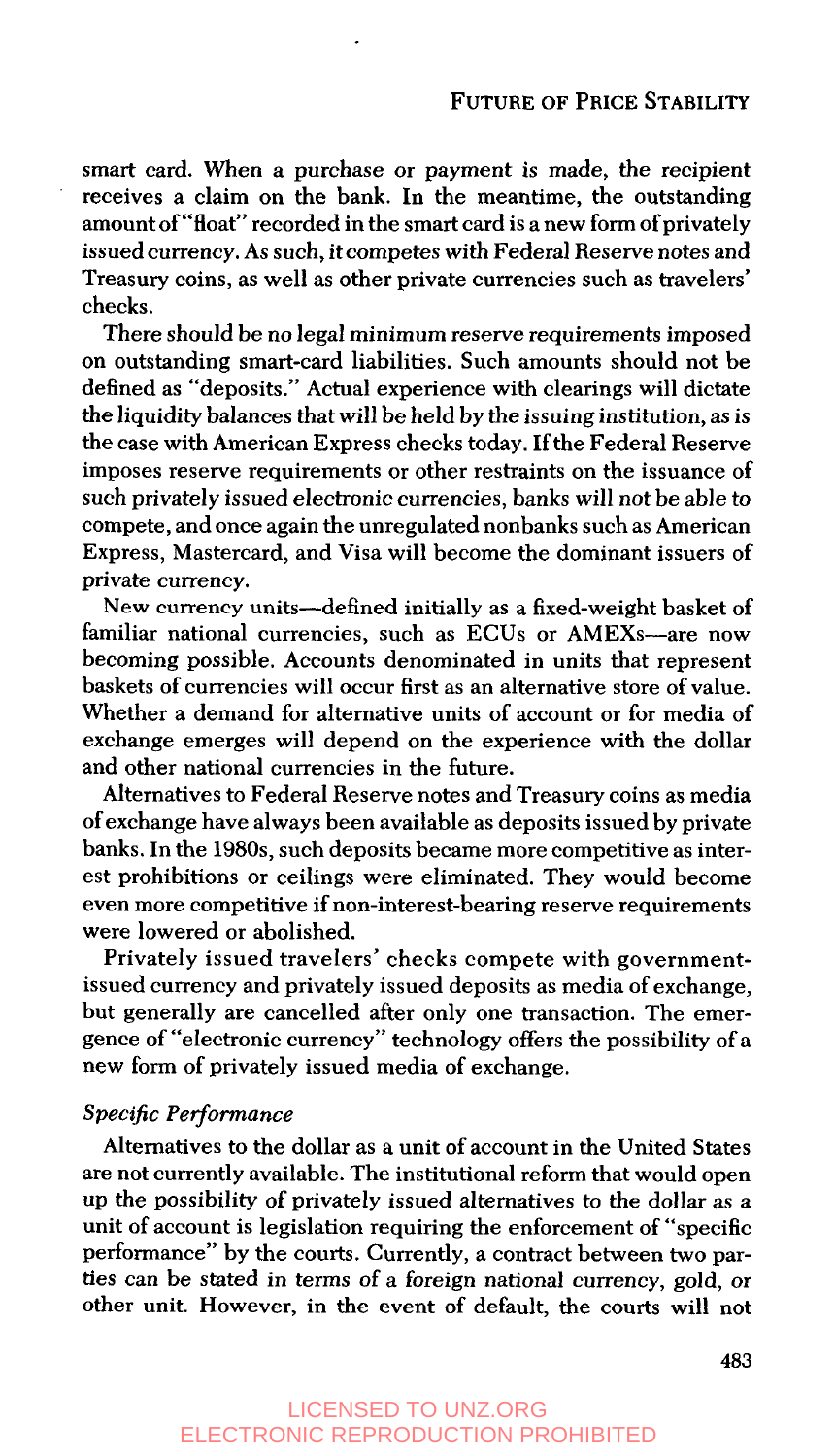smart card. When a purchase or payment is made, the recipient receives a claim on the bank. In the meantime, the outstanding amount of "float" recorded in the smart card is a new form of privately issued currency. As such, it competes with Federal Reserve notes and Treasury coins, as well as other private currencies such as travelers' checks.

There should be no legal minimum reserve requirements imposed on outstanding smart-card liabilities. Such amounts should not be defined as "deposits." Actual experience with clearings will dictate the liquidity balances that will be held by the issuing institution, as is the case with American Express checks today. If the Federal Reserve imposes reserve requirements or other restraints on the issuance of such privately issued electronic currencies, banks will not be able to compete, and once again the unregulated nonbanks such as American Express, Mastercard, and Visa will become the dominant issuers of private currency.

New currency units—defined initially as a fixed-weight basket of familiar national currencies, such as ECUs or AMEXs—are now becoming possible. Accounts denominated in units that represent baskets of currencies will occur first as an alternative store of value. Whether a demand for alternative units of account or for media of exchange emerges will depend on the experience with the dollar and other national currencies in the future.

Alternatives to Federal Reserve notes and Treasury coins as media of exchange have always been available as deposits issued by private banks. In the 1980s, such deposits became more competitive as interest prohibitions or ceilings were eliminated. They would become even more competitive if non-interest-bearing reserve requirements were lowered or abolished.

Privately issued travelers' checks compete with government-issued currency and privately issued deposits as media of exchange, but generally are cancelled after only one transaction. The emergence of "electronic currency" technology offers the possibility of a new form of privately issued media of exchange.

### *Specific Performance*

Alternatives to the dollar as a unit of account in the United States are not currently available. The institutional reform that would open up the possibility of privately issued alternatives to the dollar as a unit of account is legislation requiring the enforcement of "specific performance" by the courts. Currently, a contract between two parties can be stated in terms of a foreign national currency, gold, or other unit. However, in the event of default, the courts will not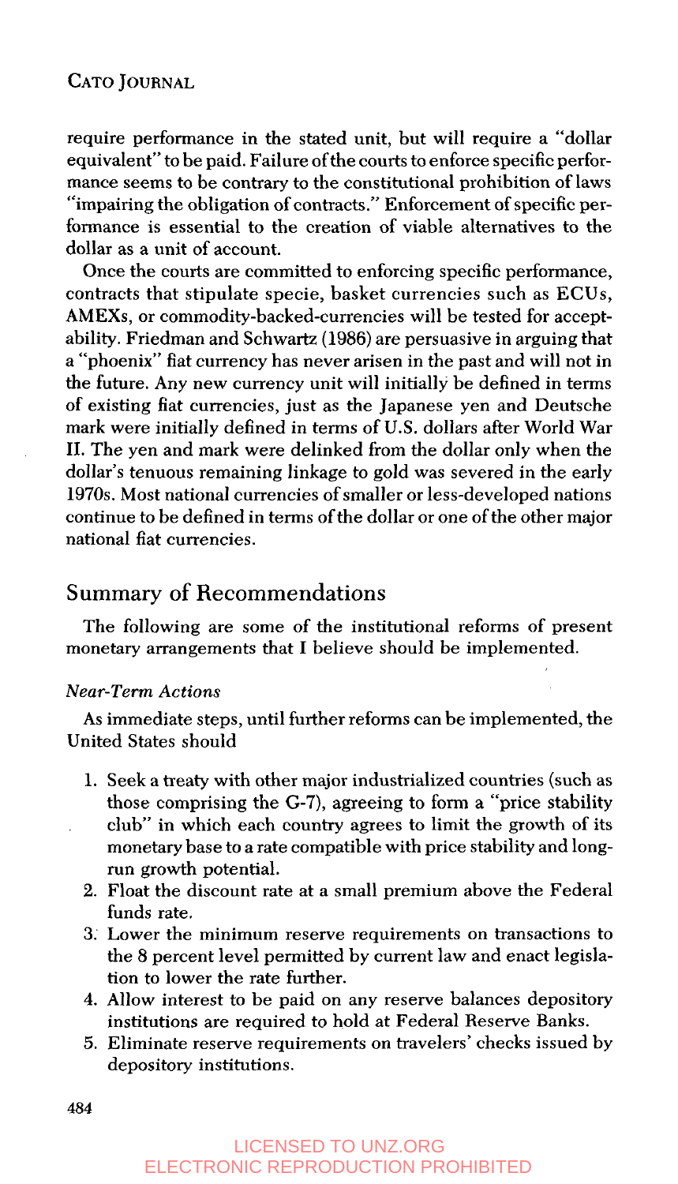require performance in the stated unit, but will require a "dollar equivalent" to be paid. Failure of the courts to enforce specific performance seems to be contrary to the constitutional prohibition of laws "impairing the obligation of contracts." Enforcement of specific performance is essential to the creation of viable alternatives to the dollar as a unit of account.

Once the courts are committed to enforcing specific performance, contracts that stipulate specie, basket currencies such as ECUs, AMEXs, or commodity-backed-currencies will be tested for acceptability. Friedman and Schwartz (1986) are persuasive in arguing that a "phoenix" fiat currency has never arisen in the past and will not in the future. Any new currency unit will initially be defined in terms of existing fiat currencies, just as the Japanese yen and Deutsche mark were initially defined in terms of U.S. dollars after World War II. The yen and mark were delinked from the dollar only when the dollar's tenuous remaining linkage to gold was severed in the early 1970s. Most national currencies of smaller or less-developed nations continue to be defined in terms of the dollar or one of the other major national fiat currencies.

## Summary of Recommendations

The following are some of the institutional reforms of present monetary arrangements that I believe should be implemented.

### *Near-Term Actions*

As immediate steps, until further reforms can be implemented, the United States should

1. Seek a treaty with other major industrialized countries (such as those comprising the G-7), agreeing to form a "price stability club" in which each country agrees to limit the growth of its monetary base to a rate compatible with price stability and long-run growth potential.
2. Float the discount rate at a small premium above the Federal funds rate.
3. Lower the minimum reserve requirements on transactions to the 8 percent level permitted by current law and enact legislation to lower the rate further.
4. Allow interest to be paid on any reserve balances depository institutions are required to hold at Federal Reserve Banks.
5. Eliminate reserve requirements on travelers' checks issued by depository institutions.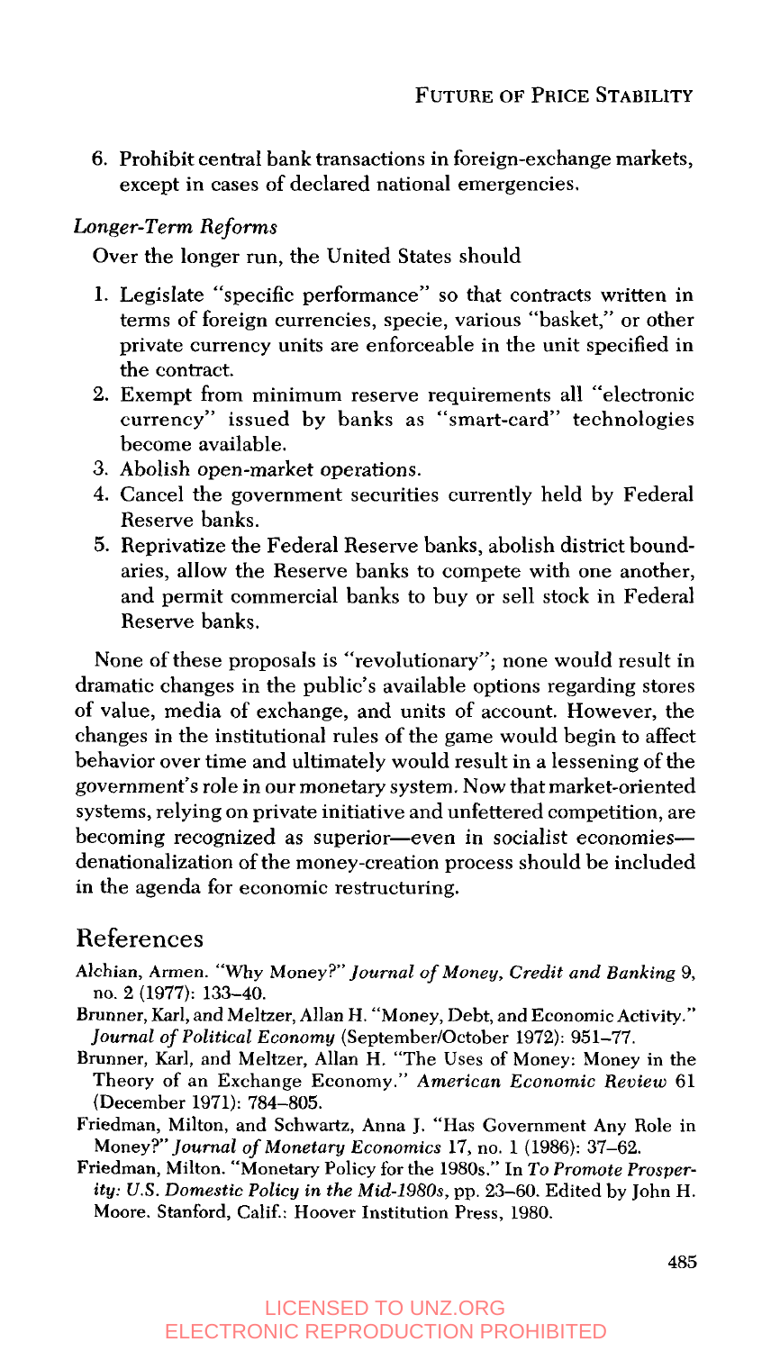6. Prohibit central bank transactions in foreign-exchange markets, except in cases of declared national emergencies.

*Longer-Term Reforms*

Over the longer run, the United States should

1. Legislate "specific performance" so that contracts written in terms of foreign currencies, specie, various "basket," or other private currency units are enforceable in the unit specified in the contract.
2. Exempt from minimum reserve requirements all "electronic currency" issued by banks as "smart-card" technologies become available.
3. Abolish open-market operations.
4. Cancel the government securities currently held by Federal Reserve banks.
5. Reprivatize the Federal Reserve banks, abolish district boundaries, allow the Reserve banks to compete with one another, and permit commercial banks to buy or sell stock in Federal Reserve banks.

None of these proposals is "revolutionary"; none would result in dramatic changes in the public's available options regarding stores of value, media of exchange, and units of account. However, the changes in the institutional rules of the game would begin to affect behavior over time and ultimately would result in a lessening of the government's role in our monetary system. Now that market-oriented systems, relying on private initiative and unfettered competition, are becoming recognized as superior—even in socialist economies—denationalization of the money-creation process should be included in the agenda for economic restructuring.

## References

Alchian, Armen. "Why Money?" *Journal of Money, Credit and Banking* 9, no. 2 (1977): 133–40.

Brunner, Karl, and Meltzer, Allan H. "Money, Debt, and Economic Activity." *Journal of Political Economy* (September/October 1972): 951–77.

Brunner, Karl, and Meltzer, Allan H. "The Uses of Money: Money in the Theory of an Exchange Economy." *American Economic Review* 61 (December 1971): 784–805.

Friedman, Milton, and Schwartz, Anna J. "Has Government Any Role in Money?" *Journal of Monetary Economics* 17, no. 1 (1986): 37–62.

Friedman, Milton. "Monetary Policy for the 1980s." In *To Promote Prosperity: U.S. Domestic Policy in the Mid-1980s*, pp. 23–60. Edited by John H. Moore. Stanford, Calif.: Hoover Institution Press, 1980.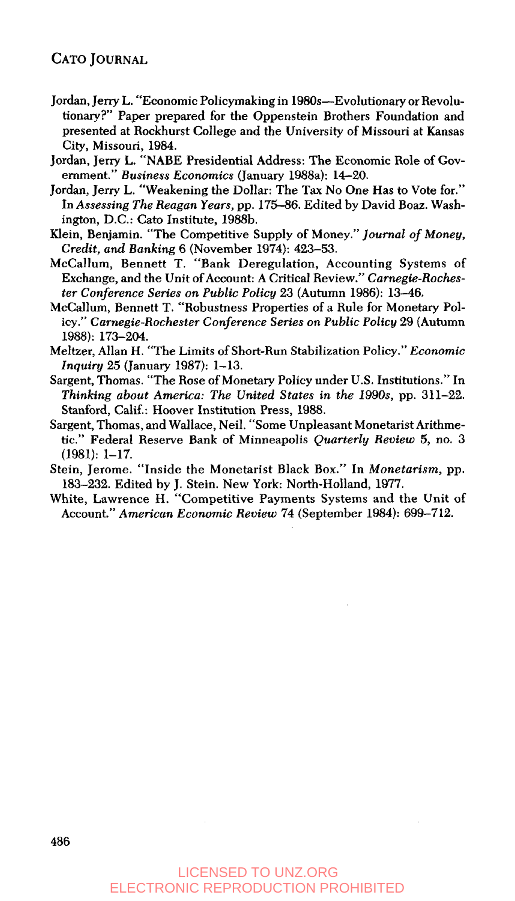Jordan, Jerry L. "Economic Policymaking in 1980s—Evolutionary or Revolutionary?" Paper prepared for the Oppenstein Brothers Foundation and presented at Rockhurst College and the University of Missouri at Kansas City, Missouri, 1984.

Jordan, Jerry L. "NABE Presidential Address: The Economic Role of Government." *Business Economics* (January 1988a): 14–20.

Jordan, Jerry L. "Weakening the Dollar: The Tax No One Has to Vote for." In *Assessing The Reagan Years*, pp. 175–86. Edited by David Boaz. Washington, D.C.: Cato Institute, 1988b.

Klein, Benjamin. "The Competitive Supply of Money." *Journal of Money, Credit, and Banking* 6 (November 1974): 423–53.

McCallum, Bennett T. "Bank Deregulation, Accounting Systems of Exchange, and the Unit of Account: A Critical Review." *Carnegie-Rochester Conference Series on Public Policy* 23 (Autumn 1986): 13–46.

McCallum, Bennett T. "Robustness Properties of a Rule for Monetary Policy." *Carnegie-Rochester Conference Series on Public Policy* 29 (Autumn 1988): 173–204.

Meltzer, Allan H. "The Limits of Short-Run Stabilization Policy." *Economic Inquiry* 25 (January 1987): 1–13.

Sargent, Thomas. "The Rose of Monetary Policy under U.S. Institutions." In *Thinking about America: The United States in the 1990s*, pp. 311–22. Stanford, Calif.: Hoover Institution Press, 1988.

Sargent, Thomas, and Wallace, Neil. "Some Unpleasant Monetarist Arithmetic." Federal Reserve Bank of Minneapolis *Quarterly Review* 5, no. 3 (1981): 1–17.

Stein, Jerome. "Inside the Monetarist Black Box." In *Monetarism*, pp. 183–232. Edited by J. Stein. New York: North-Holland, 1977.

White, Lawrence H. "Competitive Payments Systems and the Unit of Account." *American Economic Review* 74 (September 1984): 699–712.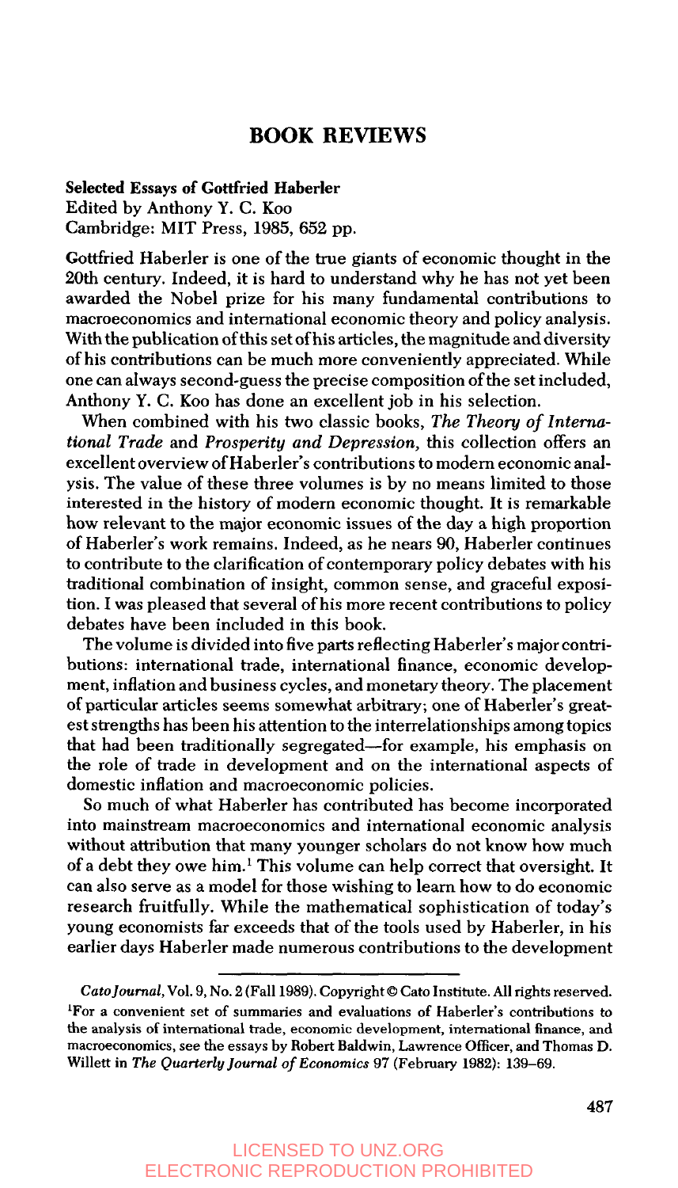# BOOK REVIEWS

**Selected Essays of Gottfried Haberler**
Edited by Anthony Y. C. Koo
Cambridge: MIT Press, 1985, 652 pp.

Gottfried Haberler is one of the true giants of economic thought in the 20th century. Indeed, it is hard to understand why he has not yet been awarded the Nobel prize for his many fundamental contributions to macroeconomics and international economic theory and policy analysis. With the publication of this set of his articles, the magnitude and diversity of his contributions can be much more conveniently appreciated. While one can always second-guess the precise composition of the set included, Anthony Y. C. Koo has done an excellent job in his selection.

When combined with his two classic books, *The Theory of International Trade* and *Prosperity and Depression*, this collection offers an excellent overview of Haberler's contributions to modern economic analysis. The value of these three volumes is by no means limited to those interested in the history of modern economic thought. It is remarkable how relevant to the major economic issues of the day a high proportion of Haberler's work remains. Indeed, as he nears 90, Haberler continues to contribute to the clarification of contemporary policy debates with his traditional combination of insight, common sense, and graceful exposition. I was pleased that several of his more recent contributions to policy debates have been included in this book.

The volume is divided into five parts reflecting Haberler's major contributions: international trade, international finance, economic development, inflation and business cycles, and monetary theory. The placement of particular articles seems somewhat arbitrary; one of Haberler's greatest strengths has been his attention to the interrelationships among topics that had been traditionally segregated—for example, his emphasis on the role of trade in development and on the international aspects of domestic inflation and macroeconomic policies.

So much of what Haberler has contributed has become incorporated into mainstream macroeconomics and international economic analysis without attribution that many younger scholars do not know how much of a debt they owe him.[1] This volume can help correct that oversight. It can also serve as a model for those wishing to learn how to do economic research fruitfully. While the mathematical sophistication of today's young economists far exceeds that of the tools used by Haberler, in his earlier days Haberler made numerous contributions to the development

---

*Cato Journal*, Vol. 9, No. 2 (Fall 1989). Copyright © Cato Institute. All rights reserved.

[1]For a convenient set of summaries and evaluations of Haberler's contributions to the analysis of international trade, economic development, international finance, and macroeconomics, see the essays by Robert Baldwin, Lawrence Officer, and Thomas D. Willett in *The Quarterly Journal of Economics* 97 (February 1982): 139–69.